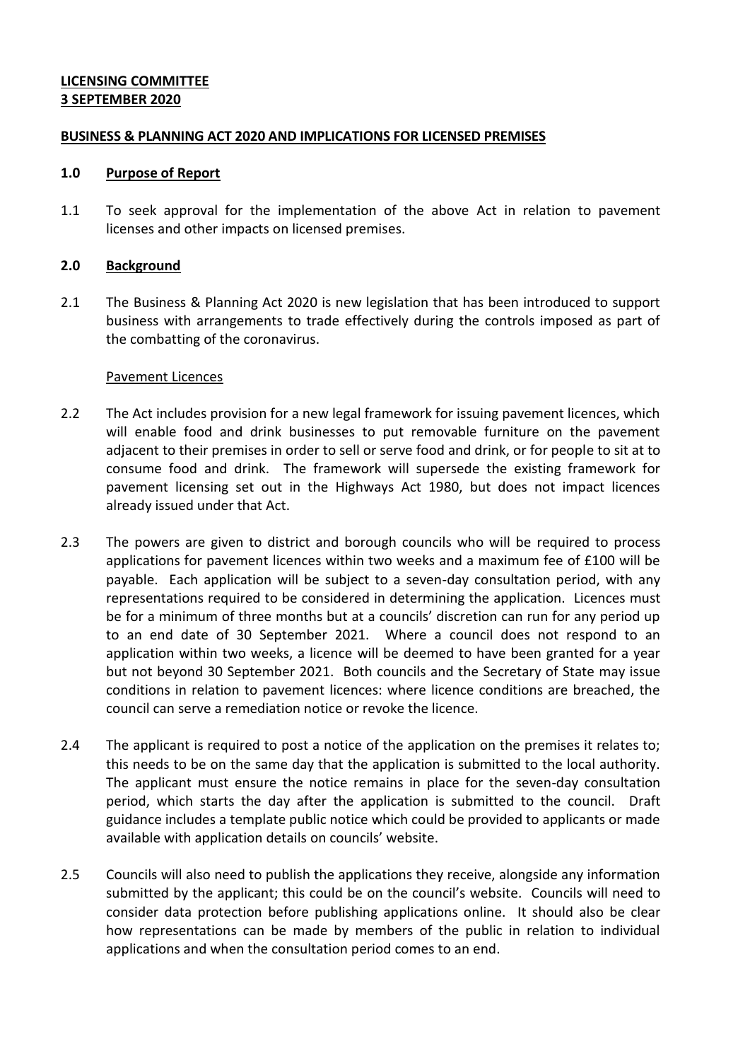**LICENSING COMMITTEE**
**3 SEPTEMBER 2020**

**BUSINESS & PLANNING ACT 2020 AND IMPLICATIONS FOR LICENSED PREMISES**

## 1.0 Purpose of Report

1.1 To seek approval for the implementation of the above Act in relation to pavement licenses and other impacts on licensed premises.

## 2.0 Background

2.1 The Business & Planning Act 2020 is new legislation that has been introduced to support business with arrangements to trade effectively during the controls imposed as part of the combatting of the coronavirus.

### Pavement Licences

2.2 The Act includes provision for a new legal framework for issuing pavement licences, which will enable food and drink businesses to put removable furniture on the pavement adjacent to their premises in order to sell or serve food and drink, or for people to sit at to consume food and drink. The framework will supersede the existing framework for pavement licensing set out in the Highways Act 1980, but does not impact licences already issued under that Act.

2.3 The powers are given to district and borough councils who will be required to process applications for pavement licences within two weeks and a maximum fee of £100 will be payable. Each application will be subject to a seven-day consultation period, with any representations required to be considered in determining the application. Licences must be for a minimum of three months but at a councils' discretion can run for any period up to an end date of 30 September 2021. Where a council does not respond to an application within two weeks, a licence will be deemed to have been granted for a year but not beyond 30 September 2021. Both councils and the Secretary of State may issue conditions in relation to pavement licences: where licence conditions are breached, the council can serve a remediation notice or revoke the licence.

2.4 The applicant is required to post a notice of the application on the premises it relates to; this needs to be on the same day that the application is submitted to the local authority. The applicant must ensure the notice remains in place for the seven-day consultation period, which starts the day after the application is submitted to the council. Draft guidance includes a template public notice which could be provided to applicants or made available with application details on councils' website.

2.5 Councils will also need to publish the applications they receive, alongside any information submitted by the applicant; this could be on the council's website. Councils will need to consider data protection before publishing applications online. It should also be clear how representations can be made by members of the public in relation to individual applications and when the consultation period comes to an end.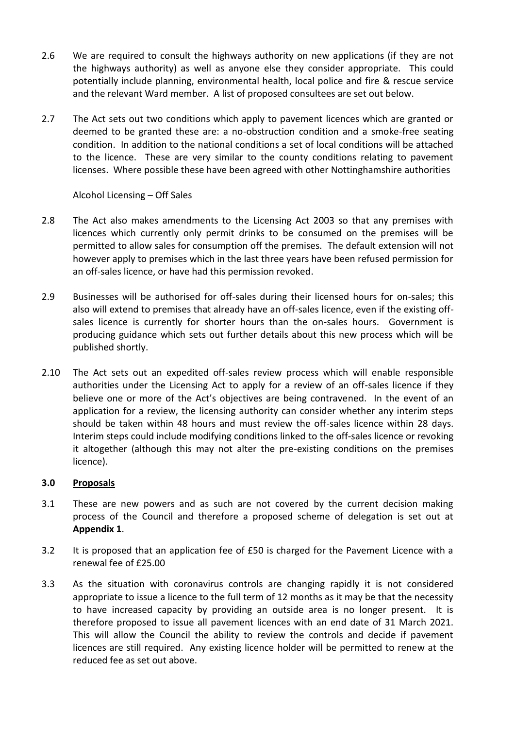2.6 We are required to consult the highways authority on new applications (if they are not the highways authority) as well as anyone else they consider appropriate. This could potentially include planning, environmental health, local police and fire & rescue service and the relevant Ward member. A list of proposed consultees are set out below.

2.7 The Act sets out two conditions which apply to pavement licences which are granted or deemed to be granted these are: a no-obstruction condition and a smoke-free seating condition. In addition to the national conditions a set of local conditions will be attached to the licence. These are very similar to the county conditions relating to pavement licenses. Where possible these have been agreed with other Nottinghamshire authorities

Alcohol Licensing – Off Sales

2.8 The Act also makes amendments to the Licensing Act 2003 so that any premises with licences which currently only permit drinks to be consumed on the premises will be permitted to allow sales for consumption off the premises. The default extension will not however apply to premises which in the last three years have been refused permission for an off-sales licence, or have had this permission revoked.

2.9 Businesses will be authorised for off-sales during their licensed hours for on-sales; this also will extend to premises that already have an off-sales licence, even if the existing off-sales licence is currently for shorter hours than the on-sales hours. Government is producing guidance which sets out further details about this new process which will be published shortly.

2.10 The Act sets out an expedited off-sales review process which will enable responsible authorities under the Licensing Act to apply for a review of an off-sales licence if they believe one or more of the Act's objectives are being contravened. In the event of an application for a review, the licensing authority can consider whether any interim steps should be taken within 48 hours and must review the off-sales licence within 28 days. Interim steps could include modifying conditions linked to the off-sales licence or revoking it altogether (although this may not alter the pre-existing conditions on the premises licence).

## 3.0 Proposals

3.1 These are new powers and as such are not covered by the current decision making process of the Council and therefore a proposed scheme of delegation is set out at **Appendix 1**.

3.2 It is proposed that an application fee of £50 is charged for the Pavement Licence with a renewal fee of £25.00

3.3 As the situation with coronavirus controls are changing rapidly it is not considered appropriate to issue a licence to the full term of 12 months as it may be that the necessity to have increased capacity by providing an outside area is no longer present. It is therefore proposed to issue all pavement licences with an end date of 31 March 2021. This will allow the Council the ability to review the controls and decide if pavement licences are still required. Any existing licence holder will be permitted to renew at the reduced fee as set out above.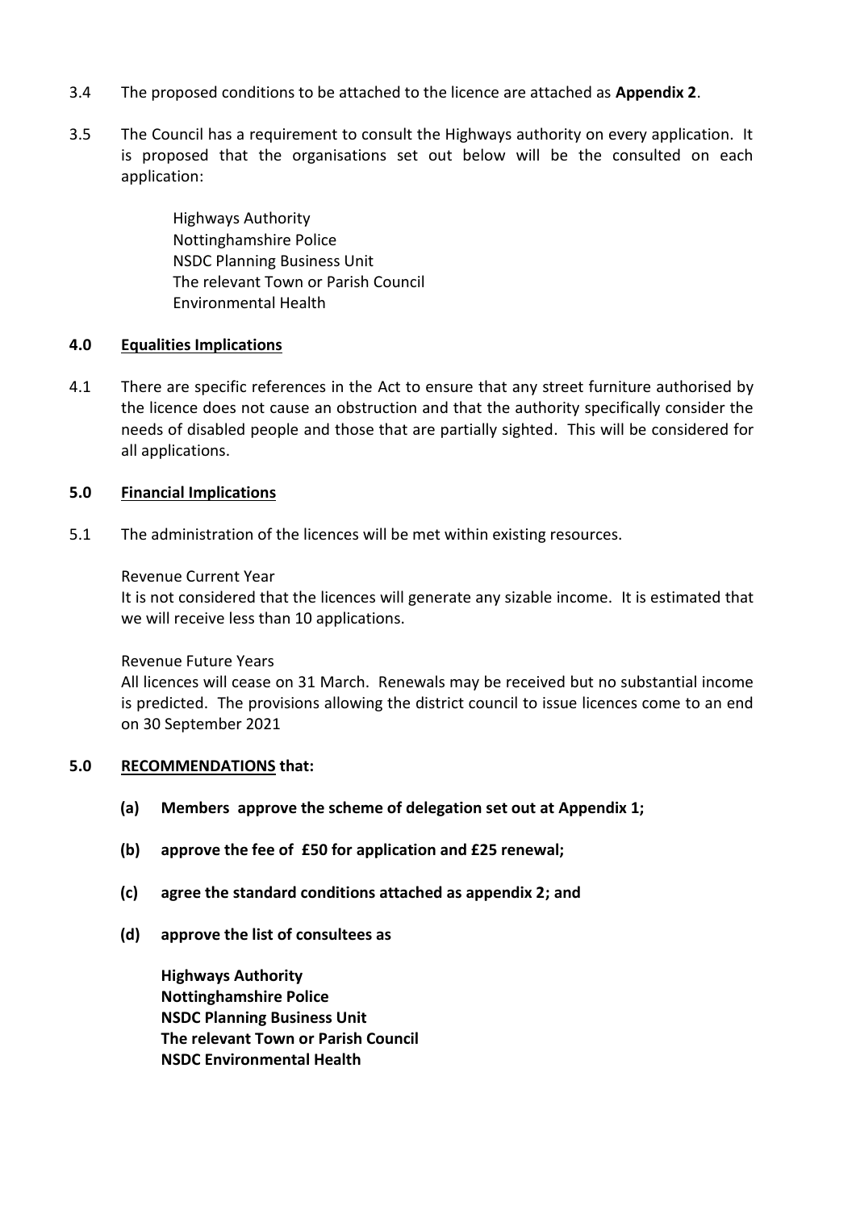3.4 The proposed conditions to be attached to the licence are attached as **Appendix 2**.

3.5 The Council has a requirement to consult the Highways authority on every application. It is proposed that the organisations set out below will be the consulted on each application:

Highways Authority
Nottinghamshire Police
NSDC Planning Business Unit
The relevant Town or Parish Council
Environmental Health

## 4.0 Equalities Implications

4.1 There are specific references in the Act to ensure that any street furniture authorised by the licence does not cause an obstruction and that the authority specifically consider the needs of disabled people and those that are partially sighted. This will be considered for all applications.

## 5.0 Financial Implications

5.1 The administration of the licences will be met within existing resources.

Revenue Current Year
It is not considered that the licences will generate any sizable income. It is estimated that we will receive less than 10 applications.

Revenue Future Years
All licences will cease on 31 March. Renewals may be received but no substantial income is predicted. The provisions allowing the district council to issue licences come to an end on 30 September 2021

## 5.0 RECOMMENDATIONS that:

**(a) Members approve the scheme of delegation set out at Appendix 1;**

**(b) approve the fee of £50 for application and £25 renewal;**

**(c) agree the standard conditions attached as appendix 2; and**

**(d) approve the list of consultees as**

**Highways Authority**
**Nottinghamshire Police**
**NSDC Planning Business Unit**
**The relevant Town or Parish Council**
**NSDC Environmental Health**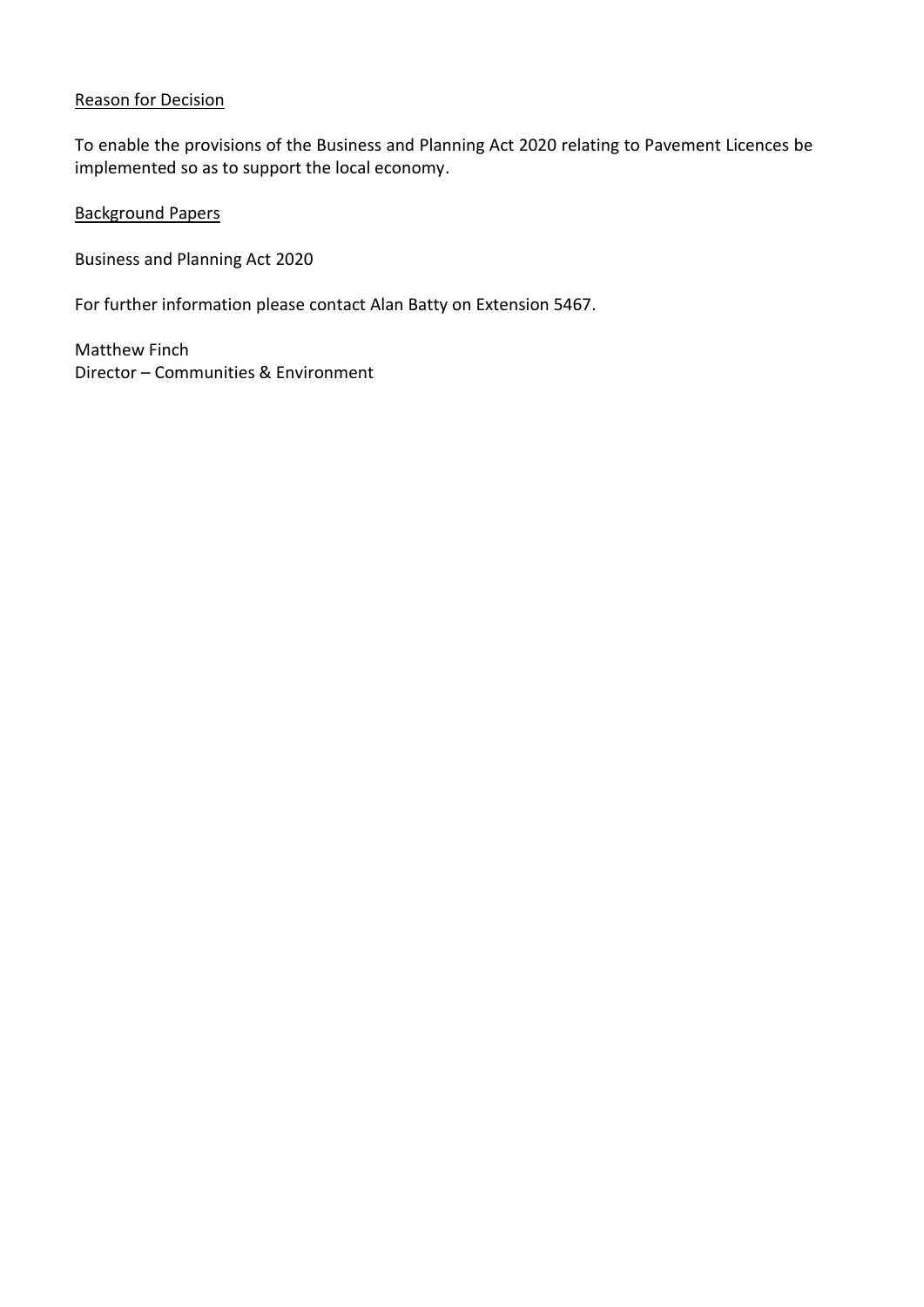<u>Reason for Decision</u>

To enable the provisions of the Business and Planning Act 2020 relating to Pavement Licences be implemented so as to support the local economy.

<u>Background Papers</u>

Business and Planning Act 2020

For further information please contact Alan Batty on Extension 5467.

Matthew Finch
Director – Communities & Environment